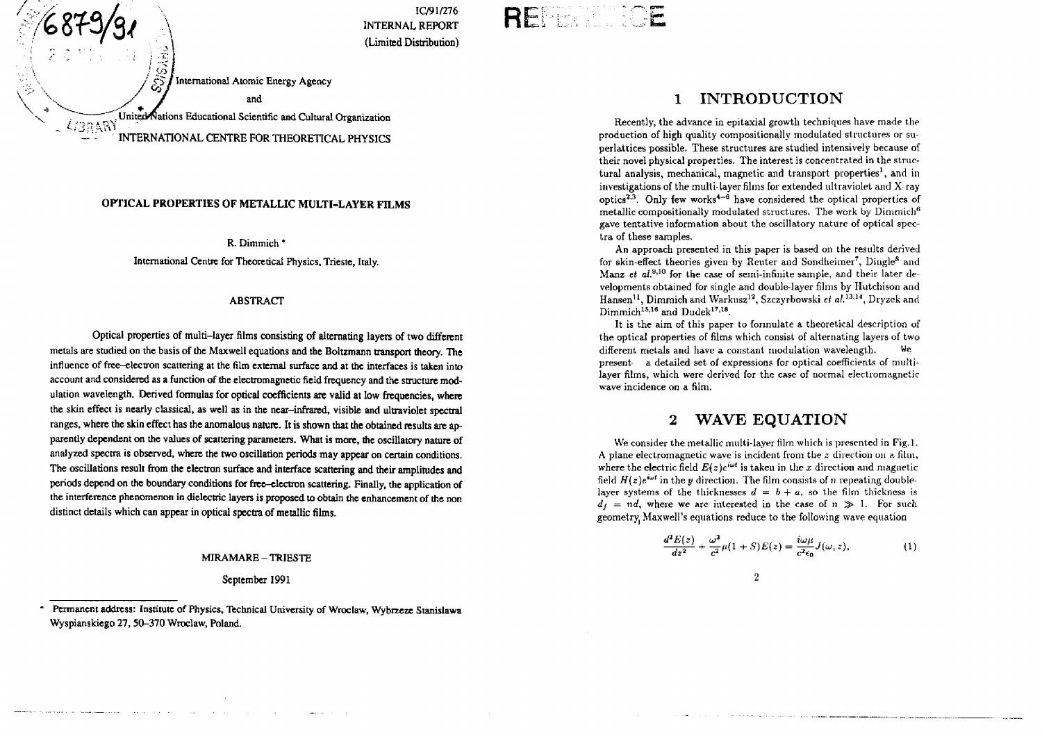IC/91/276
INTERNAL REPORT
(Limited Distribution)

International Atomic Energy Agency

and

United Nations Educational Scientific and Cultural Organization

INTERNATIONAL CENTRE FOR THEORETICAL PHYSICS

# OPTICAL PROPERTIES OF METALLIC MULTI-LAYER FILMS

R. Dimmich *

International Centre for Theoretical Physics, Trieste, Italy.

## ABSTRACT

Optical properties of multi-layer films consisting of alternating layers of two different metals are studied on the basis of the Maxwell equations and the Boltzmann transport theory. The influence of free-electron scattering at the film external surface and at the interfaces is taken into account and considered as a function of the electromagnetic field frequency and the structure modulation wavelength. Derived formulas for optical coefficients are valid at low frequencies, where the skin effect is nearly classical, as well as in the near-infrared, visible and ultraviolet spectral ranges, where the skin effect has the anomalous nature. It is shown that the obtained results are apparently dependent on the values of scattering parameters. What is more, the oscillatory nature of analyzed spectra is observed, where the two oscillation periods may appear on certain conditions. The oscillations result from the electron surface and interface scattering and their amplitudes and periods depend on the boundary conditions for free-electron scattering. Finally, the application of the interference phenomenon in dielectric layers is proposed to obtain the enhancement of the non distinct details which can appear in optical spectra of metallic films.

MIRAMARE – TRIESTE

September 1991

* Permanent address: Institute of Physics, Technical University of Wroclaw, Wybrzeze Stanislawa Wyspianskiego 27, 50-370 Wroclaw, Poland.

## 1 INTRODUCTION

Recently, the advance in epitaxial growth techniques have made the production of high quality compositionally modulated structures or superlattices possible. These structures are studied intensively because of their novel physical properties. The interest is concentrated in the structural analysis, mechanical, magnetic and transport properties[1], and in investigations of the multi-layer films for extended ultraviolet and X-ray optics[2,3]. Only few works[4-6] have considered the optical properties of metallic compositionally modulated structures. The work by Dimmich[6] gave tentative information about the oscillatory nature of optical spectra of these samples.

An approach presented in this paper is based on the results derived for skin-effect theories given by Reuter and Sondheimer[7], Dingle[8] and Manz *et al.*[9,10] for the case of semi-infinite sample, and their later developments obtained for single and double-layer films by Hutchison and Hansen[11], Dimmich and Warkusz[12], Szczyrbowski *et al.*[13,14], Dryzek and Dimmich[15,16] and Dudek[17,18].

It is the aim of this paper to formulate a theoretical description of the optical properties of films which consist of alternating layers of two different metals and have a constant modulation wavelength. We present a detailed set of expressions for optical coefficients of multi-layer films, which were derived for the case of normal electromagnetic wave incidence on a film.

## 2 WAVE EQUATION

We consider the metallic multi-layer film which is presented in Fig.1. A plane electromagnetic wave is incident from the $z$ direction on a film, where the electric field $E(z)e^{i\omega t}$ is taken in the $x$ direction and magnetic field $H(z)e^{i\omega t}$ in the $y$ direction. The film consists of $n$ repeating double-layer systems of the thicknesses $d = b + a$, so the film thickness is $d_f = nd$, where we are interested in the case of $n \gg 1$. For such geometry, Maxwell's equations reduce to the following wave equation

$$\frac{d^2E(z)}{dz^2} + \frac{\omega^2}{c^2}\mu(1+S)E(z) = \frac{i\omega\mu}{c^2\epsilon_0}J(\omega, z), \tag{1}$$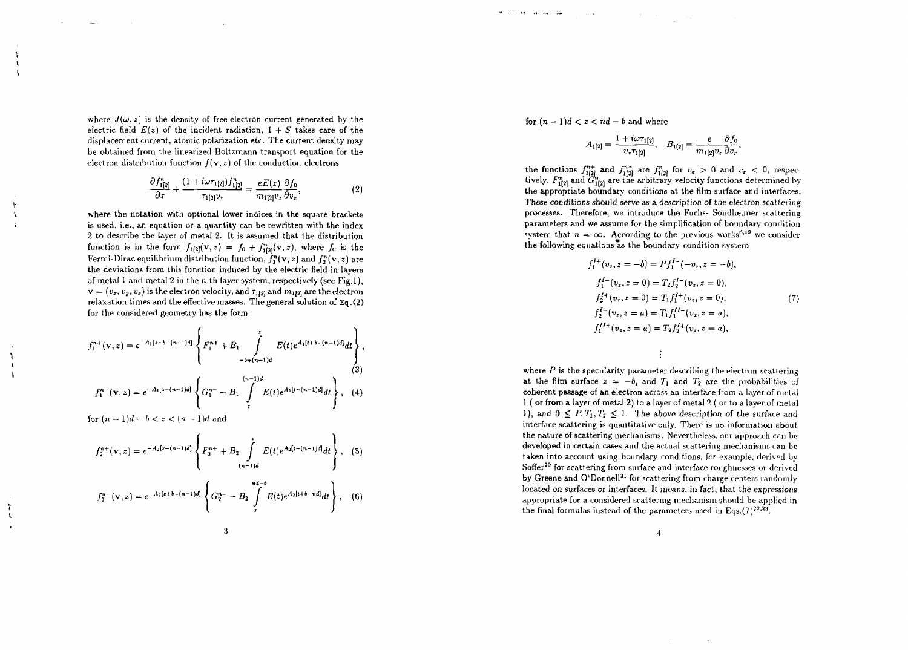where $J(\omega, z)$ is the density of free-electron current generated by the electric field $E(z)$ of the incident radiation, $1+S$ takes care of the displacement current, atomic polarization etc. The current density may be obtained from the linearized Boltzmann transport equation for the electron distribution function $f(\mathbf{v}, z)$ of the conduction electrons

$$\frac{\partial f^n_{1[2]}}{\partial z} + \frac{(1+i\omega\tau_{1[2]})f^n_{1[2]}}{\tau_{1[2]}v_z} = \frac{eE(z)}{m_{1[2]}v_z}\frac{\partial f_0}{\partial v_x}, \tag{2}$$

where the notation with optional lower indices in the square brackets is used, i.e., an equation or a quantity can be rewritten with the index 2 to describe the layer of metal 2. It is assumed that the distribution function is in the form $f_{1[2]}(\mathbf{v}, z) = f_0 + f^n_{1[2]}(\mathbf{v}, z)$, where $f_0$ is the Fermi-Dirac equilibrium distribution function, $f^n_1(\mathbf{v}, z)$ and $f^n_2(\mathbf{v}, z)$ are the deviations from this function induced by the electric field in layers of metal 1 and metal 2 in the n-th layer system, respectively (see Fig.1), $\mathbf{v} = (v_x, v_y, v_z)$ is the electron velocity, and $\tau_{1[2]}$ and $m_{1[2]}$ are the electron relaxation times and the effective masses. The general solution of Eq.(2) for the considered geometry has the form

$$f^{n+}_1(\mathbf{v}, z) = e^{-A_1[z+b-(n-1)d]}\left\{F^{n+}_1 + B_1\int\limits_{-b+(n-1)d}^{z} E(t)e^{A_1[t+b-(n-1)d]}dt\right\}, \tag{3}$$

$$f^{n-}_1(\mathbf{v}, z) = e^{-A_1[z-(n-1)d]}\left\{G^{n-}_1 - B_1\int\limits_{z}^{(n-1)d} E(t)e^{A_1[t-(n-1)d]}dt\right\}, \tag{4}$$

for $(n-1)d - b < z < (n-1)d$ and

$$f^{n+}_2(\mathbf{v}, z) = e^{-A_2[z-(n-1)d]}\left\{F^{n+}_2 + B_2\int\limits_{(n-1)d}^{z} E(t)e^{A_2[t-(n-1)d]}dt\right\}, \tag{5}$$

$$f^{n-}_2(\mathbf{v}, z) = e^{-A_2[z+b-(n-1)d]}\left\{G^{n-}_2 - B_2\int\limits_{z}^{nd-b} E(t)e^{A_2[t+b-nd]}dt\right\}, \tag{6}$$

for $(n-1)d < z < nd - b$ and where

$$A_{1[2]} = \frac{1+i\omega\tau_{1[2]}}{v_z\tau_{1[2]}}, \quad B_{1[2]} = \frac{e}{m_{1[2]}v_z}\frac{\partial f_0}{\partial v_x},$$

the functions $f^{n+}_{1[2]}$ and $f^{n-}_{1[2]}$ are $f^n_{1[2]}$ for $v_z > 0$ and $v_z < 0$, respectively. $F^n_{1[2]}$ and $G^n_{1[2]}$ are the arbitrary velocity functions determined by the appropriate boundary conditions at the film surface and interfaces. These conditions should serve as a description of the electron scattering processes. Therefore, we introduce the Fuchs- Sondheimer scattering parameters and we assume for the simplification of boundary condition system that $n = \infty$. According to the previous works[6,19] we consider the following equations as the boundary condition system

$$\begin{aligned}
f^{I+}_1(v_z, z=-b) &= Pf^{I-}_1(-v_z, z=-b), \\
f^{I-}_1(v_z, z=0) &= T_2 f^{I-}_2(v_z, z=0), \\
f^{I+}_2(v_z, z=0) &= T_1 f^{I+}_1(v_z, z=0), \\
f^{I-}_2(v_z, z=a) &= T_1 f^{II-}_1(v_z, z=a), \\
f^{II+}_1(v_z, z=a) &= T_2 f^{I+}_2(v_z, z=a), \\
&\vdots
\end{aligned} \tag{7}$$

where $P$ is the specularity parameter describing the electron scattering at the film surface $z = -b$, and $T_1$ and $T_2$ are the probabilities of coherent passage of an electron across an interface from a layer of metal 1 ( or from a layer of metal 2) to a layer of metal 2 ( or to a layer of metal 1), and $0 \leq P, T_1, T_2 \leq 1$. The above description of the surface and interface scattering is quantitative only. There is no information about the nature of scattering mechanisms. Nevertheless, our approach can be developed in certain cases and the actual scattering mechanisms can be taken into account using boundary conditions, for example, derived by Soffer[20] for scattering from surface and interface roughnesses or derived by Greene and O'Donnell[21] for scattering from charge centers randomly located on surfaces or interfaces. It means, in fact, that the expressions appropriate for a considered scattering mechanism should be applied in the final formulas instead of the parameters used in Eqs.(7)[22,23].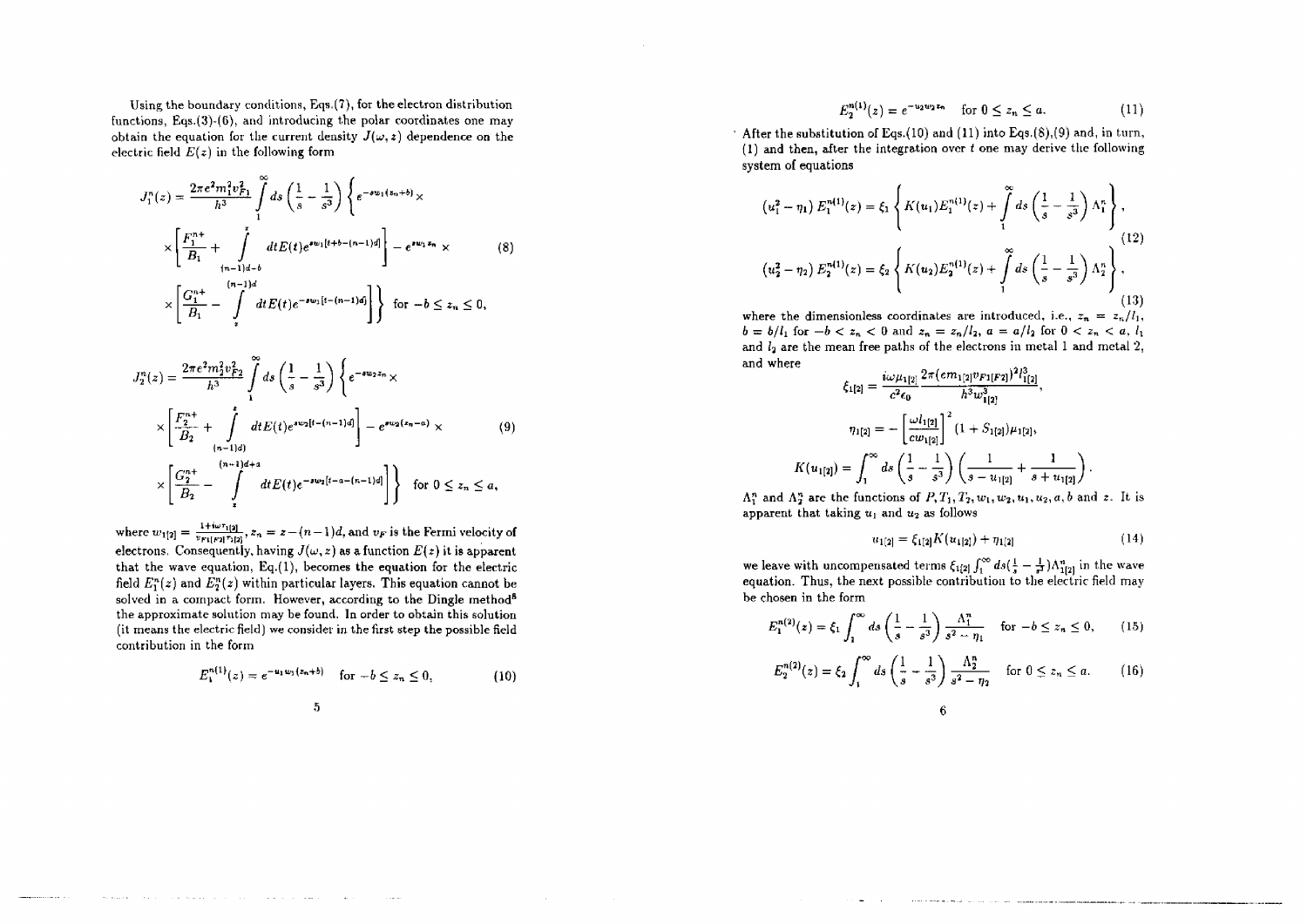Using the boundary conditions, Eqs.(7), for the electron distribution functions, Eqs.(3)-(6), and introducing the polar coordinates one may obtain the equation for the current density $J(\omega, z)$ dependence on the electric field $E(z)$ in the following form

$$J_1^n(z) = \frac{2\pi e^2 m_1^2 v_{F1}^2}{h^3} \int_1^\infty ds \left(\frac{1}{s} - \frac{1}{s^3}\right) \left\{ e^{-sw_1(z_n+b)} \times \right.$$
$$\times \left[ \frac{F_1^{n+}}{B_1} + \int_{(n-1)d-b}^{z} dt E(t) e^{sw_1[t+b-(n-1)d]} \right] - e^{sw_1 z_n} \times \tag{8}$$
$$\left. \times \left[ \frac{G_1^{n+}}{B_1} - \int_{z}^{(n-1)d} dt E(t) e^{-sw_1[t-(n-1)d]} \right] \right\} \quad \text{for } -b \le z_n \le 0,$$

$$J_2^n(z) = \frac{2\pi e^2 m_2^2 v_{F2}^2}{h^3} \int_1^\infty ds \left(\frac{1}{s} - \frac{1}{s^3}\right) \left\{ e^{-sw_2 z_n} \times \right.$$
$$\times \left[ \frac{F_2^{n+}}{B_2} + \int_{(n-1)d}^{z} dt E(t) e^{sw_2[t-(n-1)d]} \right] - e^{sw_2(z_n-a)} \times \tag{9}$$
$$\left. \times \left[ \frac{G_2^{n+}}{B_2} - \int_{z}^{(n-1)d+a} dt E(t) e^{-sw_2[t-a-(n-1)d]} \right] \right\} \quad \text{for } 0 \le z_n \le a,$$

where $w_{1[2]} = \frac{1+i\omega\tau_{1[2]}}{v_{F1[F2]}\tau_{1[2]}}$, $z_n = z-(n-1)d$, and $v_F$ is the Fermi velocity of electrons. Consequently, having $J(\omega, z)$ as a function $E(z)$ it is apparent that the wave equation, Eq.(1), becomes the equation for the electric field $E_1^n(z)$ and $E_2^n(z)$ within particular layers. This equation cannot be solved in a compact form. However, according to the Dingle method[8] the approximate solution may be found. In order to obtain this solution (it means the electric field) we consider in the first step the possible field contribution in the form

$$E_1^{n(1)}(z) = e^{-u_1 w_1(z_n+b)} \quad \text{for } -b \le z_n \le 0, \tag{10}$$

$$E_2^{n(1)}(z) = e^{-u_2 w_2 z_n} \quad \text{for } 0 \le z_n \le a. \tag{11}$$

After the substitution of Eqs.(10) and (11) into Eqs.(8),(9) and, in turn, (1) and then, after the integration over $t$ one may derive the following system of equations

$$\left(u_1^2 - \eta_1\right) E_1^{n(1)}(z) = \xi_1 \left\{ K(u_1) E_1^{n(1)}(z) + \int_1^\infty ds \left(\frac{1}{s} - \frac{1}{s^3}\right) \Lambda_1^n \right\}, \tag{12}$$

$$\left(u_2^2 - \eta_2\right) E_2^{n(1)}(z) = \xi_2 \left\{ K(u_2) E_2^{n(1)}(z) + \int_1^\infty ds \left(\frac{1}{s} - \frac{1}{s^3}\right) \Lambda_2^n \right\}, \tag{13}$$

where the dimensionless coordinates are introduced, i.e., $z_n = z_n/l_1$, $b = b/l_1$ for $-b < z_n < 0$ and $z_n = z_n/l_2$, $a = a/l_2$ for $0 < z_n < a$, $l_1$ and $l_2$ are the mean free paths of the electrons in metal 1 and metal 2, and where

$$\xi_{1[2]} = \frac{i\omega\mu_{1[2]}}{c^2\epsilon_0} \frac{2\pi(e m_{1[2]} v_{F1[F2]})^2 l_{1[2]}^3}{h^3 w_{1[2]}^3},$$

$$\eta_{1[2]} = -\left[\frac{\omega l_{1[2]}}{c w_{1[2]}}\right]^2 (1 + S_{1[2]})\mu_{1[2]},$$

$$K(u_{1[2]}) = \int_1^\infty ds \left(\frac{1}{s} - \frac{1}{s^3}\right) \left(\frac{1}{s - u_{1[2]}} + \frac{1}{s + u_{1[2]}}\right).$$

$\Lambda_1^n$ and $\Lambda_2^n$ are the functions of $P, T_1, T_2, w_1, w_2, u_1, u_2, a, b$ and $z$. It is apparent that taking $u_1$ and $u_2$ as follows

$$u_{1[2]} = \xi_{1[2]} K(u_{1[2]}) + \eta_{1[2]} \tag{14}$$

we leave with uncompensated terms $\xi_{1[2]} \int_1^\infty ds (\frac{1}{s} - \frac{1}{s^3}) \Lambda_{1[2]}^n$ in the wave equation. Thus, the next possible contribution to the electric field may be chosen in the form

$$E_1^{n(2)}(z) = \xi_1 \int_1^\infty ds \left(\frac{1}{s} - \frac{1}{s^3}\right) \frac{\Lambda_1^n}{s^2 - \eta_1} \quad \text{for } -b \le z_n \le 0, \tag{15}$$

$$E_2^{n(2)}(z) = \xi_2 \int_1^\infty ds \left(\frac{1}{s} - \frac{1}{s^3}\right) \frac{\Lambda_2^n}{s^2 - \eta_2} \quad \text{for } 0 \le z_n \le a. \tag{16}$$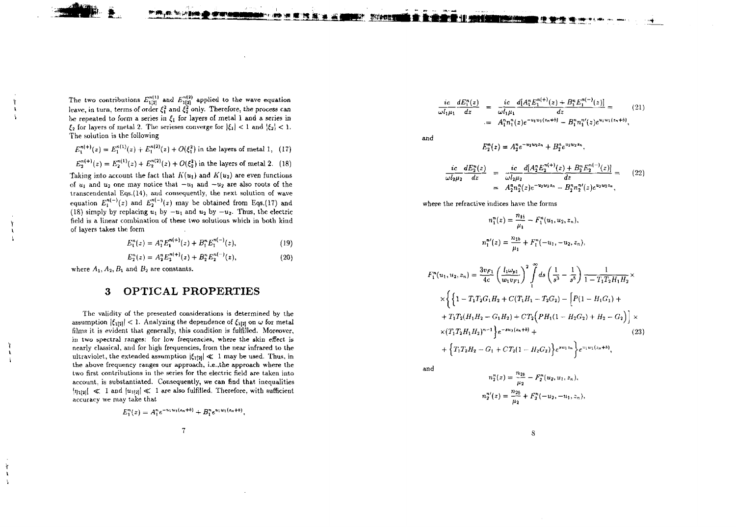The two contributions $E_{1[2]}^{n(1)}$ and $E_{1[2]}^{n(2)}$ applied to the wave equation leave, in turn, terms of order $\xi_1^2$ and $\xi_2^2$ only. Therefore, the process can be repeated to form a series in $\xi_1$ for layers of metal 1 and a series in $\xi_2$ for layers of metal 2. The serieses converge for $|\xi_1| < 1$ and $|\xi_2| < 1$. The solution is the following

$$E_1^{n(+)}(z) = E_1^{n(1)}(z) + E_1^{n(2)}(z) + O(\xi_1^2) \text{ in the layers of metal 1,} \quad (17)$$

$$E_2^{n(+)}(z) = E_2^{n(1)}(z) + E_2^{n(2)}(z) + O(\xi_2^2) \text{ in the layers of metal 2.} \quad (18)$$

Taking into account the fact that $K(u_1)$ and $K(u_2)$ are even functions of $u_1$ and $u_2$ one may notice that $-u_1$ and $-u_2$ are also roots of the transcendental Eqs.(14), and consequently, the next solution of wave equation $E_1^{n(-)}(z)$ and $E_2^{n(-)}(z)$ may be obtained from Eqs.(17) and (18) simply by replacing $u_1$ by $-u_1$ and $u_2$ by $-u_2$. Thus, the electric field is a linear combination of these two solutions which in both kind of layers takes the form

$$E_1^n(z) = A_1^n E_1^{n(+)}(z) + B_1^n E_1^{n(-)}(z), \quad (19)$$

$$E_2^n(z) = A_2^n E_2^{n(+)}(z) + B_2^n E_2^{n(-)}(z), \quad (20)$$

where $A_1, A_2, B_1$ and $B_2$ are constants.

## 3 OPTICAL PROPERTIES

The validity of the presented considerations is determined by the assumption $|\xi_{1[2]}| < 1$. Analyzing the dependence of $\xi_{1[2]}$ on $\omega$ for metal films it is evident that generally, this condition is fulfilled. Moreover, in two spectral ranges: for low frequencies, where the skin effect is nearly classical, and for high frequencies, from the near infrared to the ultraviolet, the extended assumption $|\xi_{1[2]}| \ll 1$ may be used. Thus, in the above frequency ranges our approach, i.e.,the approach where the two first contributions in the series for the electric field are taken into account, is substantiated. Consequently, we can find that inequalities $|\eta_{1[2]}| \ll 1$ and $|u_{1[2]}| \ll 1$ are also fulfilled. Therefore, with sufficient accuracy we may take that

$$E_1^n(z) = A_1^n e^{-u_1 w_1 (z_n + b)} + B_1^n e^{u_1 w_1 (z_n + b)},$$

$$\begin{aligned}
\frac{ic}{\omega l_1 \mu_1} \frac{dE_1^n(z)}{dz} &= \frac{ic}{\omega l_1 \mu_1} \frac{d[A_1^n E_1^{n(+)}(z) + B_1^n E_1^{n(-)}(z)]}{dz} = \\
&= A_1^n n_1^n(z) e^{-u_1 w_1 (z_n + b)} - B_1^n n_1^{n\prime}(z) e^{u_1 w_1 (z_n + b)},
\end{aligned} \quad (21)$$

and

$$E_2^n(z) = A_2^n e^{-u_2 w_2 z_n} + B_2^n e^{u_2 w_2 z_n},$$

$$\begin{aligned}
\frac{ic}{\omega l_2 \mu_2} \frac{dE_2^n(z)}{dz} &= \frac{ic}{\omega l_2 \mu_2} \frac{d[A_2^n E_2^{n(+)}(z) + B_2^n E_2^{n(-)}(z)]}{dz} = \\
&= A_2^n n_2^n(z) e^{-u_2 w_2 z_n} - B_2^n n_2^{n\prime}(z) e^{u_2 w_2 z_n},
\end{aligned} \quad (22)$$

where the refractive indices have the forms

$$n_1^n(z) = \frac{n_{1b}}{\mu_1} - F_1^n(u_1, u_2, z_n),$$

$$n_1^{n\prime}(z) = \frac{n_{1b}}{\mu_1} + F_1^n(-u_1, -u_2, z_n),$$

$$\begin{aligned}
F_1^n(u_1, u_2, z_n) &= \frac{3 v_{F1}}{4c} \left( \frac{l_1 \omega_{p1}}{w_1 v_{F1}} \right)^2 \int_1^\infty ds \left( \frac{1}{s^3} - \frac{1}{s^5} \right) \frac{1}{1 - T_1 T_2 H_1 H_2} \times \\
&\times \Big\{ \Big\{ 1 - T_1 T_2 G_1 H_2 + C(T_1 H_1 - T_2 G_2) - \Big[ P(1 - H_1 G_1) + \\
&+ T_1 T_2 (H_1 H_2 - G_1 H_2) + C T_2 \Big( P H_1 (1 - H_2 G_2) + H_2 - G_2 \Big) \Big] \times \\
&\times (T_1 T_2 H_1 H_2)^{n-1} \Big\} e^{-s w_1 (z_n + b)} + \\
&+ \Big\{ T_1 T_2 H_2 - G_1 + C T_2 (1 - H_2 G_2) \Big\} e^{s w_1 z_n} \Big\} e^{u_1 w_1 (z_n + b)},
\end{aligned} \quad (23)$$

and

$$n_2^n(z) = \frac{n_{2b}}{\mu_2} - F_2^n(u_2, u_1, z_n),$$

$$n_2^{n\prime}(z) = \frac{n_{2b}}{\mu_2} + F_2^n(-u_2, -u_1, z_n),$$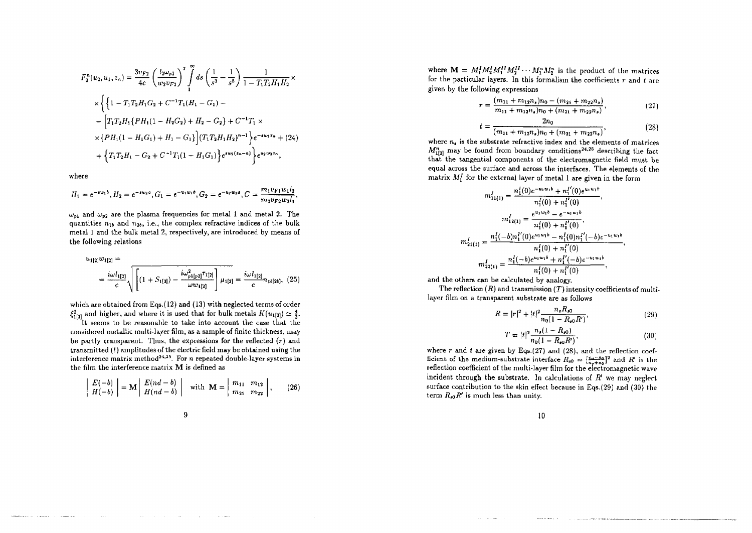$$F_2^n(u_2, u_1, z_n) = \frac{3v_{F2}}{4c}\left(\frac{l_2\omega_{p2}}{w_2 v_{F2}}\right)^2 \int_1^\infty ds \left(\frac{1}{s^3} - \frac{1}{s^5}\right) \frac{1}{1 - T_1 T_2 H_1 H_2} \times$$

$$\times \Big\{ \Big\{ 1 - T_1 T_2 H_1 G_2 + C^{-1} T_1 (H_1 - G_1) -$$

$$- \Big[ T_1 T_2 H_1 \{ P H_1 (1 - H_2 G_2) + H_2 - G_2 \} + C^{-1} T_1 \times$$

$$\times \{ P H_1 (1 - H_1 G_1) + H_1 - G_1 \} \Big] (T_1 T_2 H_1 H_2)^{n-1} \Big\} e^{-s w_2 z_n} + \tag{24}$$

$$+ \Big\{ T_1 T_2 H_1 - G_2 + C^{-1} T_1 (1 - H_1 G_1) \Big\} e^{s w_2 (z_n - a)} \Big\} e^{u_2 w_2 z_n},$$

where

$$H_1 = e^{-s w_1 b}, H_2 = e^{-s w_2 a}, G_1 = e^{-u_1 w_1 b}, G_2 = e^{-u_2 w_2 a}, C = \frac{m_1 v_{F1} w_1 l_2}{m_2 v_{F2} w_2 l_1},$$

$\omega_{p1}$ and $\omega_{p2}$ are the plasma frequencies for metal 1 and metal 2. The quantities $n_{1b}$ and $n_{2b}$, i.e., the complex refractive indices of the bulk metal 1 and the bulk metal 2, respectively, are introduced by means of the following relations

$$u_{1[2]} w_{1[2]} =$$

$$= \frac{i\omega l_{1[2]}}{c} \sqrt{\left[(1 + S_{1[2]}) - \frac{i\omega^2_{p1[p2]} \tau_{1[2]}}{\omega w_{1[2]}}\right] \mu_{1[2]}} = \frac{i\omega l_{1[2]}}{c} n_{1b[2b]}, \tag{25}$$

which are obtained from Eqs.(12) and (13) with neglected terms of order $\xi^2_{1[2]}$ and higher, and where it is used that for bulk metals $K(u_{1[2]}) \simeq \frac{4}{3}$.

It seems to be reasonable to take into account the case that the considered metallic multi-layer film, as a sample of finite thickness, may be partly transparent. Thus, the expressions for the reflected ($r$) and transmitted ($t$) amplitudes of the electric field may be obtained using the interference matrix method[24,25]. For $n$ repeated double-layer systems in the film the interference matrix $\mathbf{M}$ is defined as

$$\begin{vmatrix} E(-b) \\ H(-b) \end{vmatrix} = \mathbf{M} \begin{vmatrix} E(nd - b) \\ H(nd - b) \end{vmatrix} \quad \text{with } \mathbf{M} = \begin{vmatrix} m_{11} & m_{12} \\ m_{21} & m_{22} \end{vmatrix}, \tag{26}$$

where $\mathbf{M} = M_1^I M_2^I M_1^{II} M_2^{II} \cdots M_1^n M_2^n$ is the product of the matrices for the particular layers. In this formalism the coefficients $r$ and $t$ are given by the following expressions

$$r = \frac{(m_{11} + m_{12} n_s) n_0 - (m_{21} + m_{22} n_s)}{m_{11} + m_{12} n_s) n_0 + (m_{21} + m_{22} n_s)}, \tag{27}$$

$$t = \frac{2 n_0}{(m_{11} + m_{12} n_s) n_0 + (m_{21} + m_{22} n_s)}, \tag{28}$$

where $n_s$ is the substrate refractive index and the elements of matrices $M^n_{1[2]}$ may be found from boundary conditions[24,25] describing the fact that the tangential components of the electromagnetic field must be equal across the surface and across the interfaces. The elements of the matrix $M_1^I$ for the external layer of metal 1 are given in the form

$$m^I_{11(1)} = \frac{n_1^I(0) e^{-u_1 w_1 b} + n_1^{I'}(0) e^{u_1 w_1 b}}{n_1^I(0) + n_1^{I'}(0)},$$

$$m^I_{12(1)} = \frac{e^{u_1 w_1 b} - e^{-u_1 w_1 b}}{n_1^I(0) + n_1^{I'}(0)},$$

$$m^I_{21(1)} = \frac{n_1^I(-b) n_1^{I'}(0) e^{u_1 w_1 b} - n_1^I(0) n_1^{I'}(-b) e^{-u_1 w_1 b}}{n_1^I(0) + n_1^{I'}(0)},$$

$$m^I_{22(1)} = \frac{n_1^I(-b) e^{u_1 w_1 b} + n_1^{I'}(-b) e^{-u_1 w_1 b}}{n_1^I(0) + n_1^{I'}(0)},$$

and the others can be calculated by analogy.

The reflection ($R$) and transmission ($T$) intensity coefficients of multi-layer film on a transparent substrate are as follows

$$R = |r|^2 + |t|^2 \frac{n_s R_{s0}}{n_0 (1 - R_{s0} R')}, \tag{29}$$

$$T = |t|^2 \frac{n_s (1 - R_{s0})}{n_0 (1 - R_{s0} R')}, \tag{30}$$

where $r$ and $t$ are given by Eqs.(27) and (28), and the reflection coefficient of the medium-substrate interface $R_{s0} = [\frac{n_s - n_0}{n_s + n_0}]^2$ and $R'$ is the reflection coefficient of the multi-layer film for the electromagnetic wave incident through the substrate. In calculations of $R'$ we may neglect surface contribution to the skin effect because in Eqs.(29) and (30) the term $R_{s0} R'$ is much less than unity.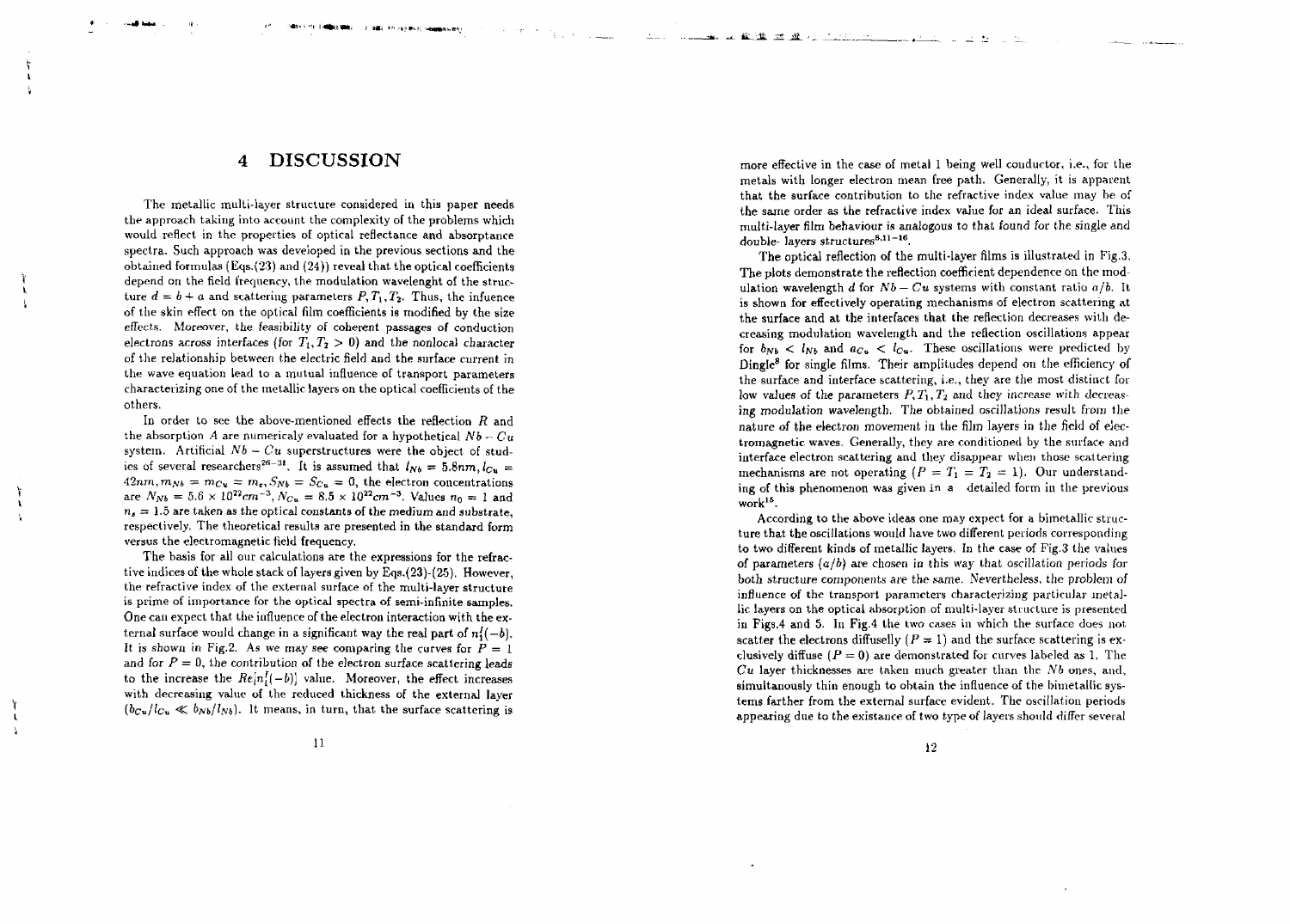# 4 DISCUSSION

The metallic multi-layer structure considered in this paper needs the approach taking into account the complexity of the problems which would reflect in the properties of optical reflectance and absorptance spectra. Such approach was developed in the previous sections and the obtained formulas (Eqs.(23) and (24)) reveal that the optical coefficients depend on the field frequency, the modulation wavelenght of the structure $d = b + a$ and scattering parameters $P, T_1, T_2$. Thus, the infuence of the skin effect on the optical film coefficients is modified by the size effects. Moreover, the feasibility of coherent passages of conduction electrons across interfaces (for $T_1, T_2 > 0$) and the nonlocal character of the relationship between the electric field and the surface current in the wave equation lead to a mutual influence of transport parameters characterizing one of the metallic layers on the optical coefficients of the others.

In order to see the above-mentioned effects the reflection $R$ and the absorption $A$ are numericaly evaluated for a hypothetical $Nb - Cu$ system. Artificial $Nb - Cu$ superstructures were the object of studies of several researchers[26-31]. It is assumed that $l_{Nb} = 5.8nm, l_{Cu} = 42nm, m_{Nb} = m_{Cu} = m_e, S_{Nb} = S_{Cu} = 0$, the electron concentrations are $N_{Nb} = 5.6 \times 10^{22} cm^{-3}, N_{Cu} = 8.5 \times 10^{22} cm^{-3}$. Values $n_0 = 1$ and $n_s = 1.5$ are taken as the optical constants of the medium and substrate, respectively. The theoretical results are presented in the standard form versus the electromagnetic field frequency.

The basis for all our calculations are the expressions for the refractive indices of the whole stack of layers given by Eqs.(23)-(25). However, the refractive index of the external surface of the multi-layer structure is prime of importance for the optical spectra of semi-infinite samples. One can expect that the influence of the electron interaction with the external surface would change in a significant way the real part of $n_1^f(-b)$. It is shown in Fig.2. As we may see comparing the curves for $P = 1$ and for $P = 0$, the contribution of the electron surface scattering leads to the increase the $Re[n_1^f(-b)]$ value. Moreover, the effect increases with decreasing value of the reduced thickness of the external layer ($b_{Cu}/l_{Cu} \ll b_{Nb}/l_{Nb}$). It means, in turn, that the surface scattering is more effective in the case of metal 1 being well conductor, i.e., for the metals with longer electron mean free path. Generally, it is apparent that the surface contribution to the refractive index value may be of the same order as the refractive index value for an ideal surface. This multi-layer film behaviour is analogous to that found for the single and double- layers structures[8,11-16].

The optical reflection of the multi-layer films is illustrated in Fig.3. The plots demonstrate the reflection coefficient dependence on the modulation wavelength $d$ for $Nb - Cu$ systems with constant ratio $a/b$. It is shown for effectively operating mechanisms of electron scattering at the surface and at the interfaces that the reflection decreases with decreasing modulation wavelength and the reflection oscillations appear for $b_{Nb} < l_{Nb}$ and $a_{Cu} < l_{Cu}$. These oscillations were predicted by Dingle[8] for single films. Their amplitudes depend on the efficiency of the surface and interface scattering, i.e., they are the most distinct for low values of the parameters $P, T_1, T_2$ and they increase with decreasing modulation wavelength. The obtained oscillations result from the nature of the electron movement in the film layers in the field of electromagnetic waves. Generally, they are conditioned by the surface and interface electron scattering and they disappear when those scattering mechanisms are not operating ($P = T_1 = T_2 = 1$). Our understanding of this phenomenon was given in a detailed form in the previous work[15].

According to the above ideas one may expect for a bimetallic structure that the oscillations would have two different periods corresponding to two different kinds of metallic layers. In the case of Fig.3 the values of parameters $(a/b)$ are chosen in this way that oscillation periods for both structure components are the same. Nevertheless, the problem of influence of the transport parameters characterizing particular metallic layers on the optical absorption of multi-layer structure is presented in Figs.4 and 5. In Fig.4 the two cases in which the surface does not scatter the electrons diffuselly ($P = 1$) and the surface scattering is exclusively diffuse ($P = 0$) are demonstrated for curves labeled as 1. The $Cu$ layer thicknesses are taken much greater than the $Nb$ ones, and, simultanously thin enough to obtain the influence of the bimetallic systems farther from the external surface evident. The oscillation periods appearing due to the existance of two type of layers should differ several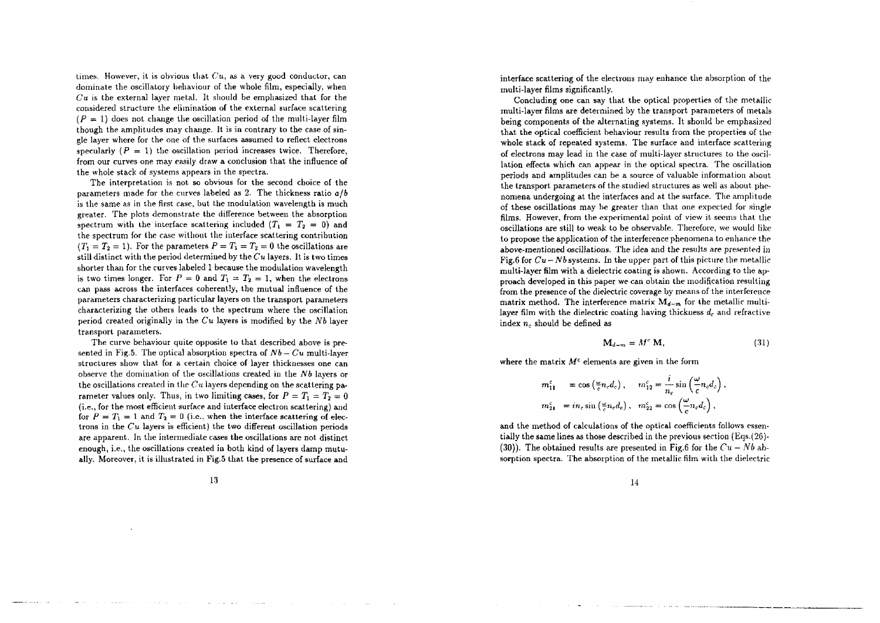times. However, it is obvious that $Cu$, as a very good conductor, can dominate the oscillatory behaviour of the whole film, especially, when $Cu$ is the external layer metal. It should be emphasized that for the considered structure the elimination of the external surface scattering ($P = 1$) does not change the oscillation period of the multi-layer film though the amplitudes may change. It is in contrary to the case of single layer where for the one of the surfaces assumed to reflect electrons specularly ($P = 1$) the oscillation period increases twice. Therefore, from our curves one may easily draw a conclusion that the influence of the whole stack of systems appears in the spectra.

The interpretation is not so obvious for the second choice of the parameters made for the curves labeled as 2. The thickness ratio $a/b$ is the same as in the first case, but the modulation wavelength is much greater. The plots demonstrate the difference between the absorption spectrum with the interface scattering included ($T_1 = T_2 = 0$) and the spectrum for the case without the interface scattering contribution ($T_1 = T_2 = 1$). For the parameters $P = T_1 = T_2 = 0$ the oscillations are still distinct with the period determined by the $Cu$ layers. It is two times shorter than for the curves labeled 1 because the modulation wavelength is two times longer. For $P = 0$ and $T_1 = T_2 = 1$, when the electrons can pass across the interfaces coherently, the mutual influence of the parameters characterizing particular layers on the transport parameters characterizing the others leads to the spectrum where the oscillation period created originally in the $Cu$ layers is modified by the $Nb$ layer transport parameters.

The curve behaviour quite opposite to that described above is presented in Fig.5. The optical absorption spectra of $Nb - Cu$ multi-layer structures show that for a certain choice of layer thicknesses one can observe the domination of the oscillations created in the $Nb$ layers or the oscillations created in the $Cu$ layers depending on the scattering parameter values only. Thus, in two limiting cases, for $P = T_1 = T_2 = 0$ (i.e., for the most efficient surface and interface electron scattering) and for $P = T_1 = 1$ and $T_2 = 0$ (i.e., when the interface scattering of electrons in the $Cu$ layers is efficient) the two different oscillation periods are apparent. In the intermediate cases the oscillations are not distinct enough, i.e., the oscillations created in both kind of layers damp mutually. Moreover, it is illustrated in Fig.5 that the presence of surface and interface scattering of the electrons may enhance the absorption of the multi-layer films significantly.

Concluding one can say that the optical properties of the metallic multi-layer films are determined by the transport parameters of metals being components of the alternating systems. It should be emphasized that the optical coefficient behaviour results from the properties of the whole stack of repeated systems. The surface and interface scattering of electrons may lead in the case of multi-layer structures to the oscillation effects which can appear in the optical spectra. The oscillation periods and amplitudes can be a source of valuable information about the transport parameters of the studied structures as well as about phenomena undergoing at the interfaces and at the surface. The amplitude of these oscillations may be greater than that one expected for single films. However, from the experimental point of view it seems that the oscillations are still to weak to be observable. Therefore, we would like to propose the application of the interference phenomena to enhance the above-mentioned oscillations. The idea and the results are presented in Fig.6 for $Cu - Nb$ systems. In the upper part of this picture the metallic multi-layer film with a dielectric coating is shown. According to the approach developed in this paper we can obtain the modification resulting from the presence of the dielectric coverage by means of the interference matrix method. The interference matrix $\mathbf{M}_{d-m}$ for the metallic multi-layer film with the dielectric coating having thickness $d_c$ and refractive index $n_c$ should be defined as

$$\mathbf{M}_{d-m} = M^c \, \mathbf{M}, \tag{31}$$

where the matrix $M^c$ elements are given in the form

$$m_{11}^c = \cos\left(\tfrac{\omega}{c} n_c d_c\right), \quad m_{12}^c = \frac{i}{n_c} \sin\left(\frac{\omega}{c} n_c d_c\right),$$
$$m_{21}^c = i n_c \sin\left(\tfrac{\omega}{c} n_c d_c\right), \quad m_{22}^c = \cos\left(\frac{\omega}{c} n_c d_c\right),$$

and the method of calculations of the optical coefficients follows essentially the same lines as those described in the previous section (Eqs.(26)-(30)). The obtained results are presented in Fig.6 for the $Cu - Nb$ absorption spectra. The absorption of the metallic film with the dielectric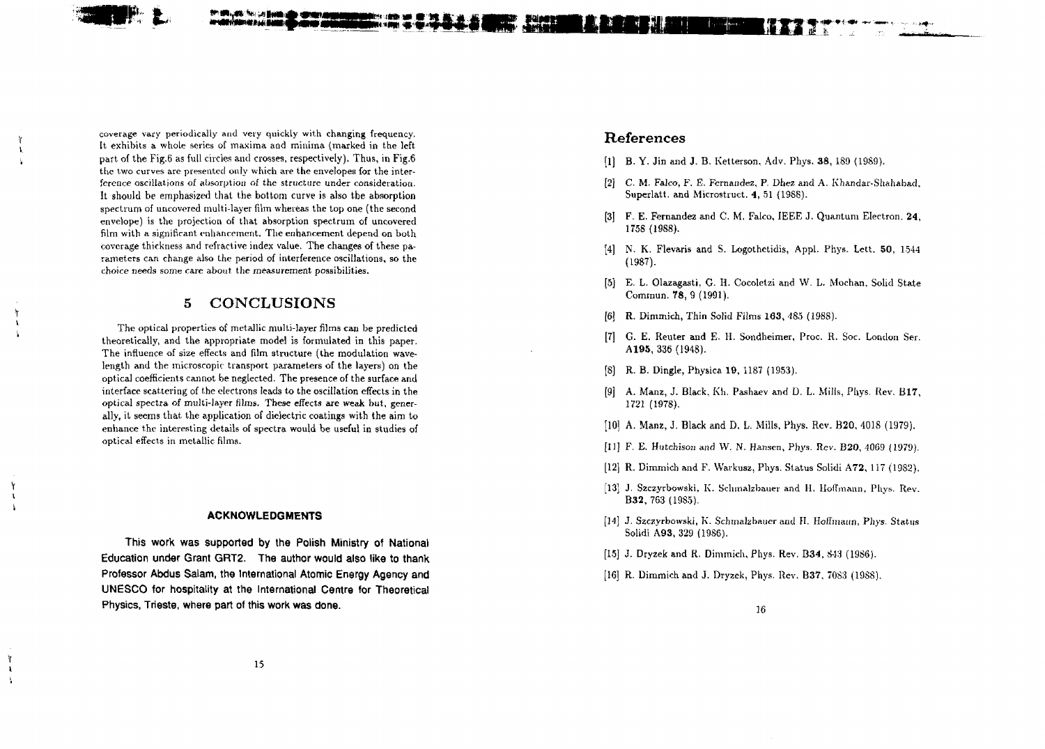coverage vary periodically and very quickly with changing frequency. It exhibits a whole series of maxima and minima (marked in the left part of the Fig.6 as full circles and crosses, respectively). Thus, in Fig.6 the two curves are presented only which are the envelopes for the interference oscillations of absorption of the structure under consideration. It should be emphasized that the bottom curve is also the absorption spectrum of uncovered multi-layer film whereas the top one (the second envelope) is the projection of that absorption spectrum of uncovered film with a significant enhancement. The enhancement depend on both coverage thickness and refractive index value. The changes of these parameters can change also the period of interference oscillations, so the choice needs some care about the measurement possibilities.

## 5 CONCLUSIONS

The optical properties of metallic multi-layer films can be predicted theoretically, and the appropriate model is formulated in this paper. The influence of size effects and film structure (the modulation wavelength and the microscopic transport parameters of the layers) on the optical coefficients cannot be neglected. The presence of the surface and interface scattering of the electrons leads to the oscillation effects in the optical spectra of multi-layer films. These effects are weak but, generally, it seems that the application of dielectric coatings with the aim to enhance the interesting details of spectra would be useful in studies of optical effects in metallic films.

### ACKNOWLEDGMENTS

This work was supported by the Polish Ministry of National Education under Grant GRT2. The author would also like to thank Professor Abdus Salam, the International Atomic Energy Agency and UNESCO for hospitality at the International Centre for Theoretical Physics, Trieste, where part of this work was done.

## References

[1] B. Y. Jin and J. B. Ketterson, Adv. Phys. **38**, 189 (1989).

[2] C. M. Falco, F. E. Fernandez, P. Dhez and A. Khandar-Shahabad, Superlatt. and Microstruct. **4**, 51 (1988).

[3] F. E. Fernandez and C. M. Falco, IEEE J. Quantum Electron. **24**, 1758 (1988).

[4] N. K. Flevaris and S. Logothetidis, Appl. Phys. Lett. **50**, 1544 (1987).

[5] E. L. Olazagasti, G. H. Cocoletzi and W. L. Mochan, Solid State Commun. **78**, 9 (1991).

[6] R. Dimmich, Thin Solid Films **163**, 485 (1988).

[7] G. E. Reuter and E. H. Sondheimer, Proc. R. Soc. London Ser. **A195**, 336 (1948).

[8] R. B. Dingle, Physica **19**, 1187 (1953).

[9] A. Manz, J. Black, Kh. Pashaev and D. L. Mills, Phys. Rev. **B17**, 1721 (1978).

[10] A. Manz, J. Black and D. L. Mills, Phys. Rev. **B20**, 4018 (1979).

[11] F. E. Hutchison and W. N. Hansen, Phys. Rev. **B20**, 4069 (1979).

[12] R. Dimmich and F. Warkusz, Phys. Status Solidi **A72**, 117 (1982).

[13] J. Szczyrbowski, K. Schmalzbauer and H. Hoffmann, Phys. Rev. **B32**, 763 (1985).

[14] J. Szczyrbowski, K. Schmalzbauer and H. Hoffmann, Phys. Status Solidi **A93**, 329 (1986).

[15] J. Dryzek and R. Dimmich, Phys. Rev. **B34**, 843 (1986).

[16] R. Dimmich and J. Dryzek, Phys. Rev. **B37**, 7083 (1988).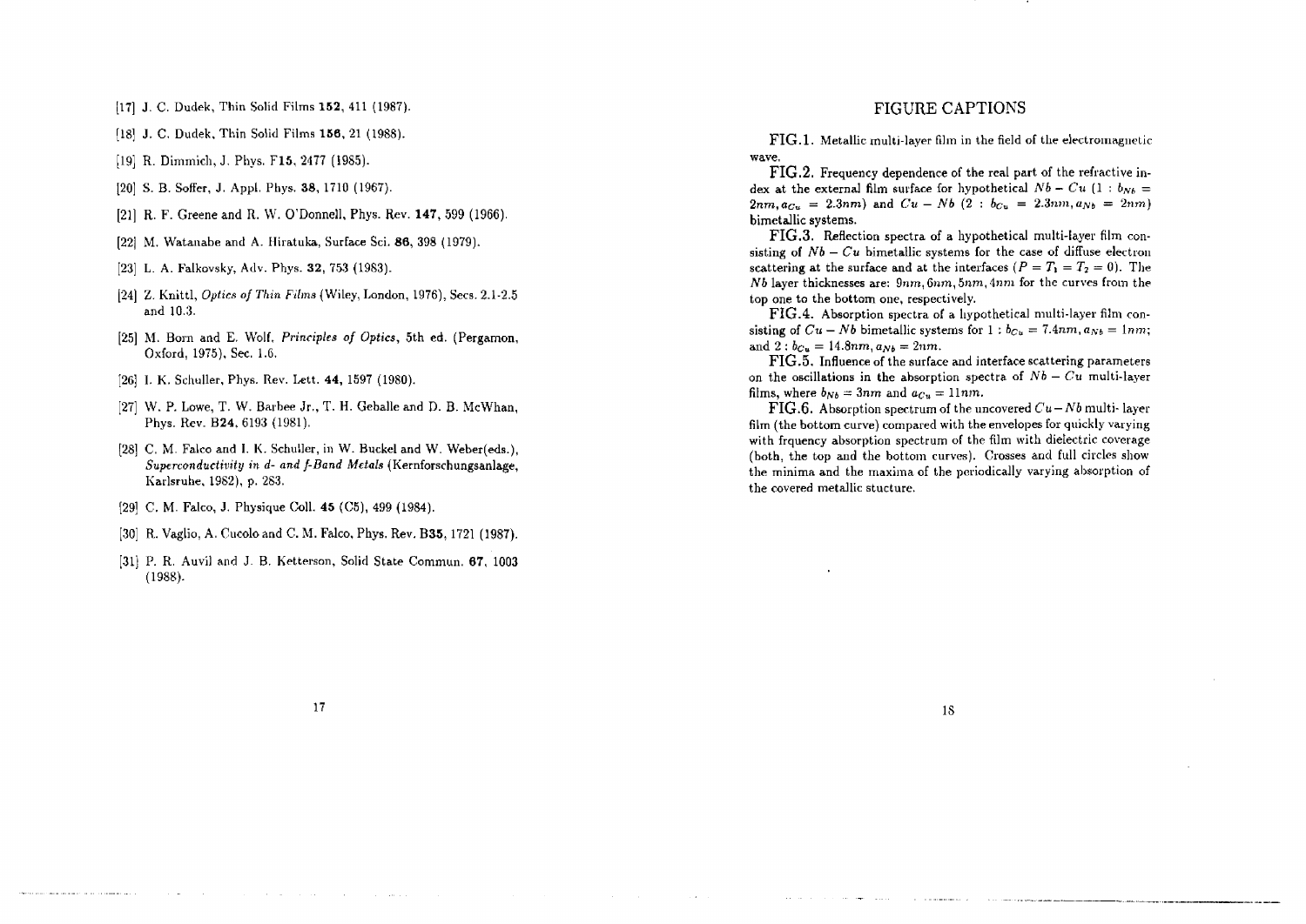[17] J. C. Dudek, Thin Solid Films **152**, 411 (1987).

[18] J. C. Dudek, Thin Solid Films **156**, 21 (1988).

[19] R. Dimmich, J. Phys. F**15**, 2477 (1985).

[20] S. B. Soffer, J. Appl. Phys. **38**, 1710 (1967).

[21] R. F. Greene and R. W. O'Donnell, Phys. Rev. **147**, 599 (1966).

[22] M. Watanabe and A. Hiratuka, Surface Sci. **86**, 398 (1979).

[23] L. A. Falkovsky, Adv. Phys. **32**, 753 (1983).

[24] Z. Knittl, *Optics of Thin Films* (Wiley, London, 1976), Secs. 2.1-2.5 and 10.3.

[25] M. Born and E. Wolf, *Principles of Optics*, 5th ed. (Pergamon, Oxford, 1975), Sec. 1.6.

[26] I. K. Schuller, Phys. Rev. Lett. **44**, 1597 (1980).

[27] W. P. Lowe, T. W. Barbee Jr., T. H. Geballe and D. B. McWhan, Phys. Rev. B**24**, 6193 (1981).

[28] C. M. Falco and I. K. Schuller, in W. Buckel and W. Weber(eds.), *Superconductivity in d- and f-Band Metals* (Kernforschungsanlage, Karlsruhe, 1982), p. 283.

[29] C. M. Falco, J. Physique Coll. **45** (C5), 499 (1984).

[30] R. Vaglio, A. Cucolo and C. M. Falco, Phys. Rev. B**35**, 1721 (1987).

[31] P. R. Auvil and J. B. Ketterson, Solid State Commun. **67**, 1003 (1988).

## FIGURE CAPTIONS

FIG.1. Metallic multi-layer film in the field of the electromagnetic wave.

FIG.2. Frequency dependence of the real part of the refractive index at the external film surface for hypothetical $Nb-Cu$ ($1: b_{Nb} = 2nm, a_{Cu} = 2.3nm$) and $Cu-Nb$ ($2: b_{Cu} = 2.3nm, a_{Nb} = 2nm$) bimetallic systems.

FIG.3. Reflection spectra of a hypothetical multi-layer film consisting of $Nb-Cu$ bimetallic systems for the case of diffuse electron scattering at the surface and at the interfaces ($P = T_1 = T_2 = 0$). The $Nb$ layer thicknesses are: $9nm, 6nm, 5nm, 4nm$ for the curves from the top one to the bottom one, respectively.

FIG.4. Absorption spectra of a hypothetical multi-layer film consisting of $Cu-Nb$ bimetallic systems for $1: b_{Cu} = 7.4nm, a_{Nb} = 1nm$; and $2: b_{Cu} = 14.8nm, a_{Nb} = 2nm$.

FIG.5. Influence of the surface and interface scattering parameters on the oscillations in the absorption spectra of $Nb-Cu$ multi-layer films, where $b_{Nb} = 3nm$ and $a_{Cu} = 11nm$.

FIG.6. Absorption spectrum of the uncovered $Cu-Nb$ multi-layer film (the bottom curve) compared with the envelopes for quickly varying with frquency absorption spectrum of the film with dielectric coverage (both, the top and the bottom curves). Crosses and full circles show the minima and the maxima of the periodically varying absorption of the covered metallic stucture.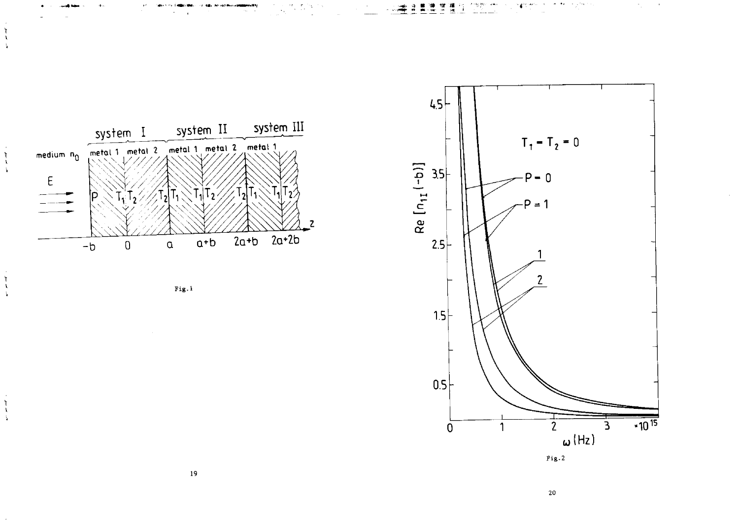Fig.1

Fig.2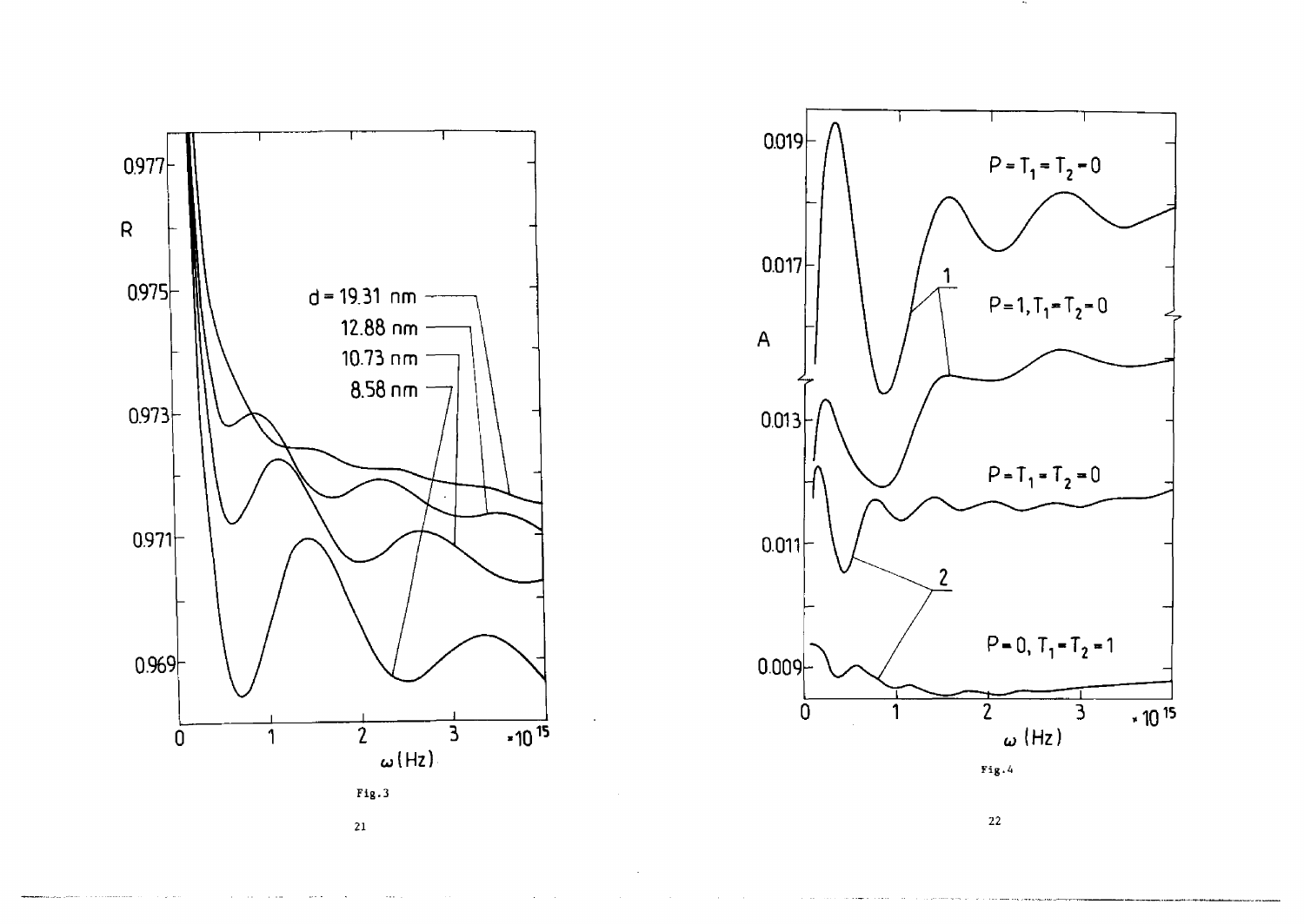Fig.3

Fig.4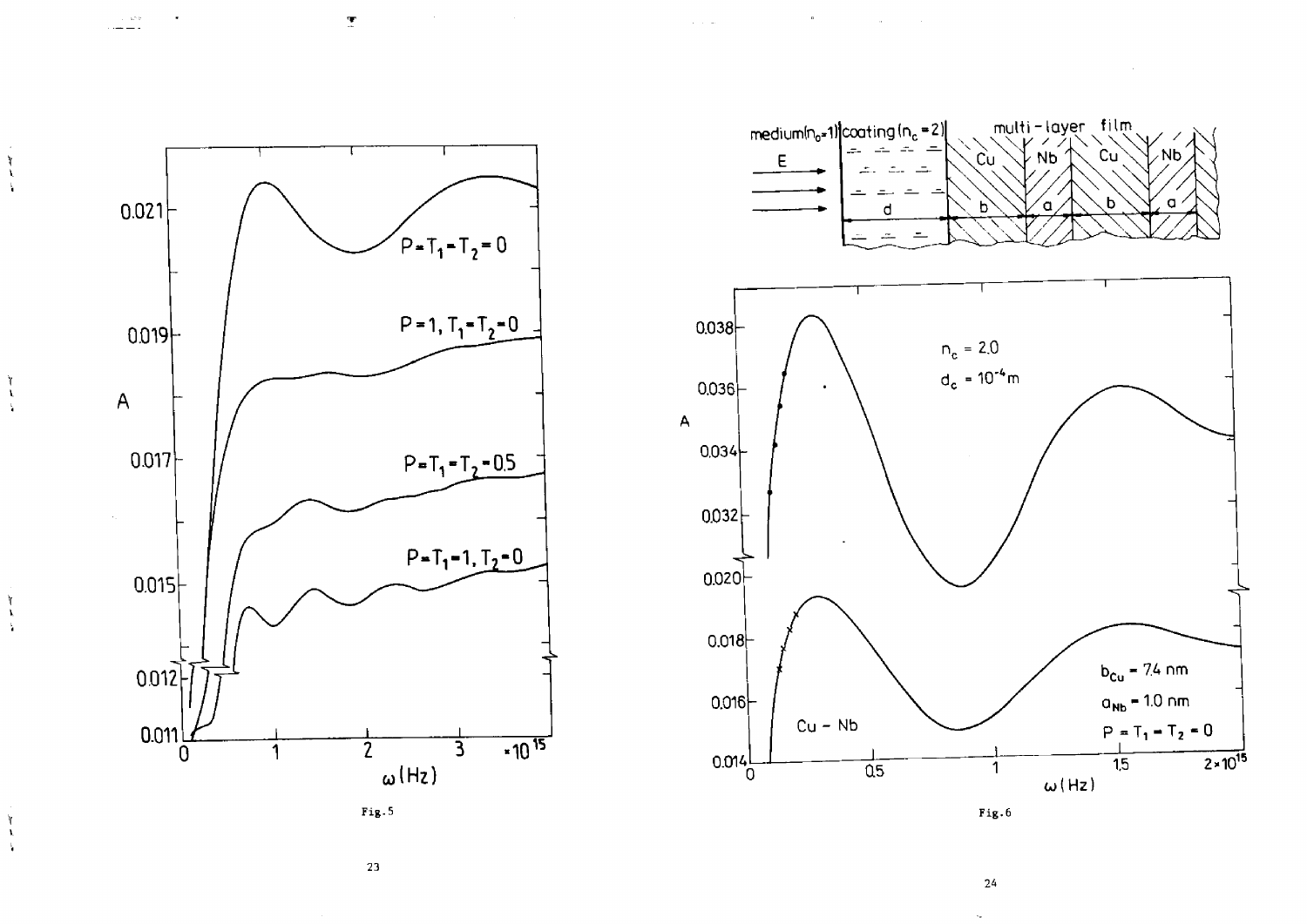0.021

0.019

A

0.017

0.015

0.012

0.011

0

1

2

3

$\times 10^{15}$

$\omega$ (Hz)

$P = T_1 = T_2 = 0$

$P = 1,\ T_1 = T_2 = 0$

$P = T_1 = T_2 = 0.5$

$P = T_1 = 1,\ T_2 = 0$

Fig.5

medium($n_o$=1) coating ($n_c$ = 2) multi-layer film

E

d

Cu

Nb

Cu

Nb

b

a

b

a

0.038

0.036

A

0.034

0.032

0.020

0.018

0.016

0.014

0

0.5

1

1.5

$2 \times 10^{15}$

$\omega$ (Hz)

$n_c$ = 2.0

$d_c$ = $10^{-4}$m

Cu - Nb

$b_{Cu}$ = 7.4 nm

$a_{Nb}$ = 1.0 nm

$P = T_1 = T_2 = 0$

Fig.6